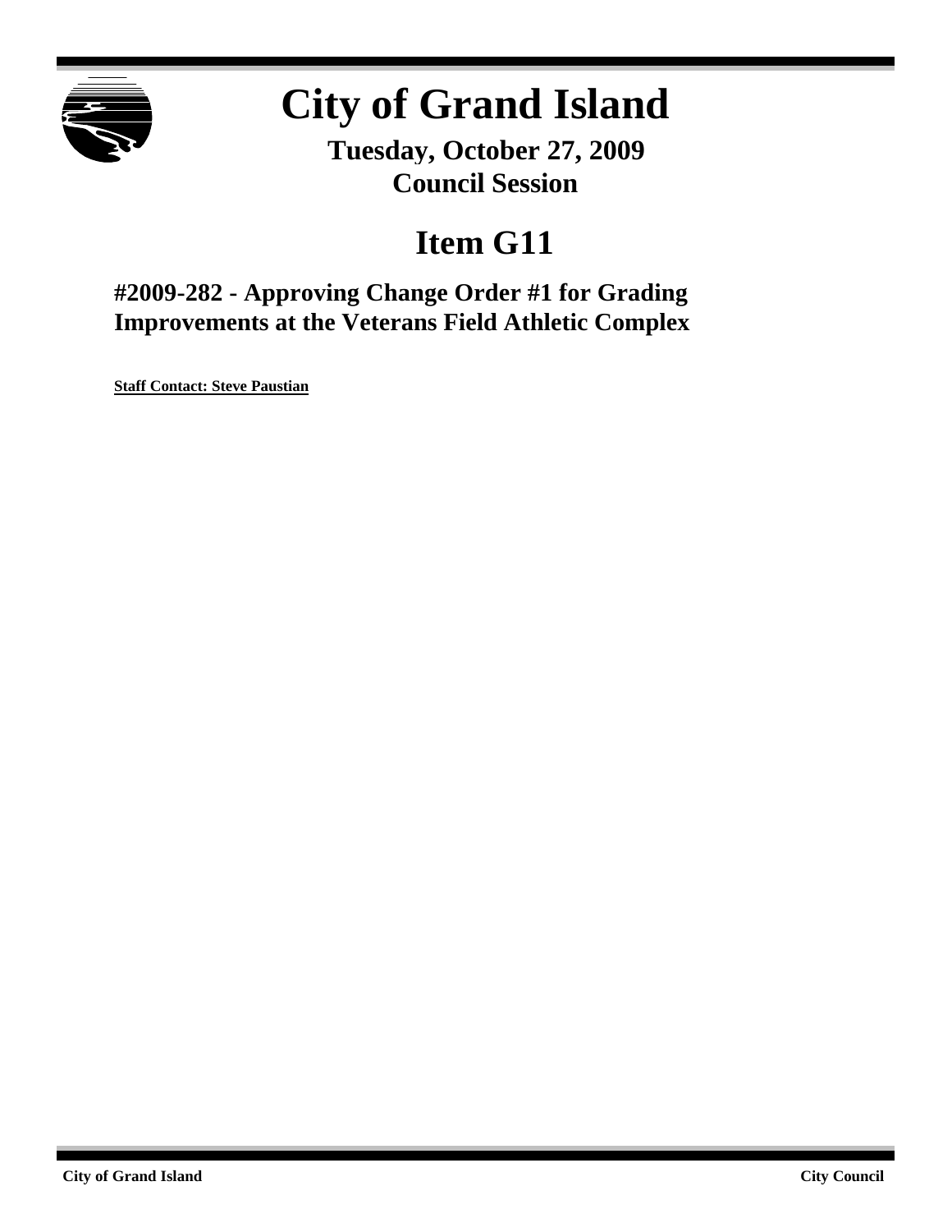# City of Grand Island

**Tuesday, October 27, 2009**
**Council Session**

## Item G11

### #2009-282 - Approving Change Order #1 for Grading Improvements at the Veterans Field Athletic Complex

**Staff Contact: Steve Paustian**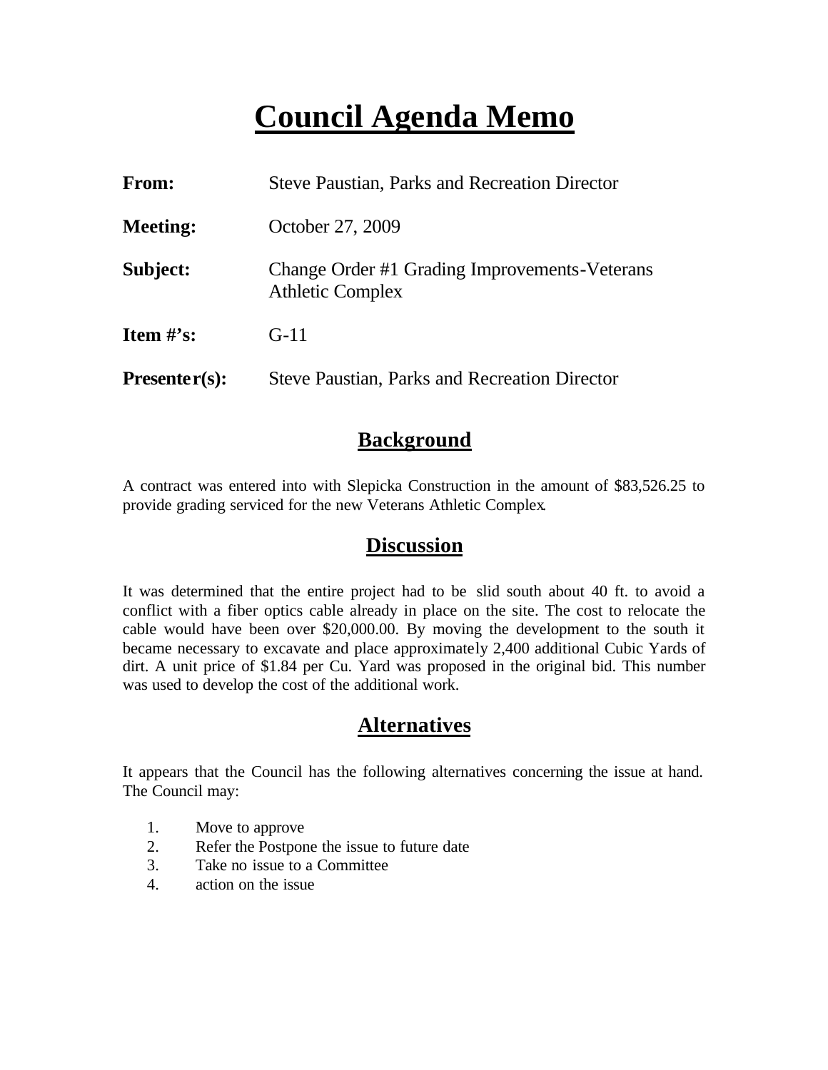# Council Agenda Memo

**From:** Steve Paustian, Parks and Recreation Director

**Meeting:** October 27, 2009

**Subject:** Change Order #1 Grading Improvements-Veterans Athletic Complex

**Item #'s:** G-11

**Presenter(s):** Steve Paustian, Parks and Recreation Director

## Background

A contract was entered into with Slepicka Construction in the amount of $83,526.25 to provide grading serviced for the new Veterans Athletic Complex.

## Discussion

It was determined that the entire project had to be slid south about 40 ft. to avoid a conflict with a fiber optics cable already in place on the site. The cost to relocate the cable would have been over $20,000.00. By moving the development to the south it became necessary to excavate and place approximately 2,400 additional Cubic Yards of dirt. A unit price of $1.84 per Cu. Yard was proposed in the original bid. This number was used to develop the cost of the additional work.

## Alternatives

It appears that the Council has the following alternatives concerning the issue at hand. The Council may:

1. Move to approve
2. Refer the Postpone the issue to future date
3. Take no issue to a Committee
4. action on the issue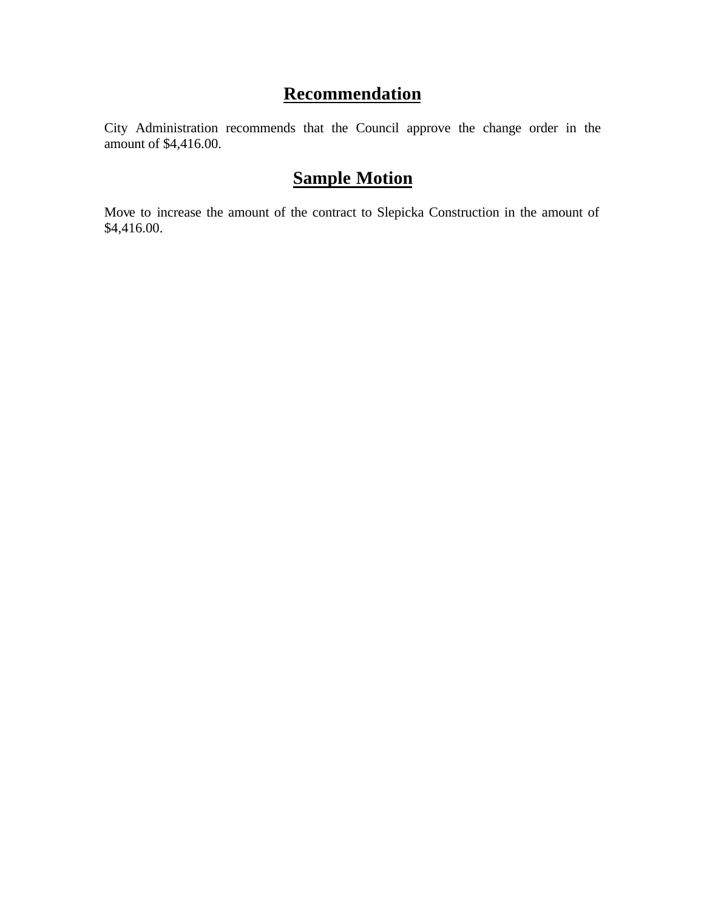## Recommendation

City Administration recommends that the Council approve the change order in the amount of $4,416.00.

## Sample Motion

Move to increase the amount of the contract to Slepicka Construction in the amount of $4,416.00.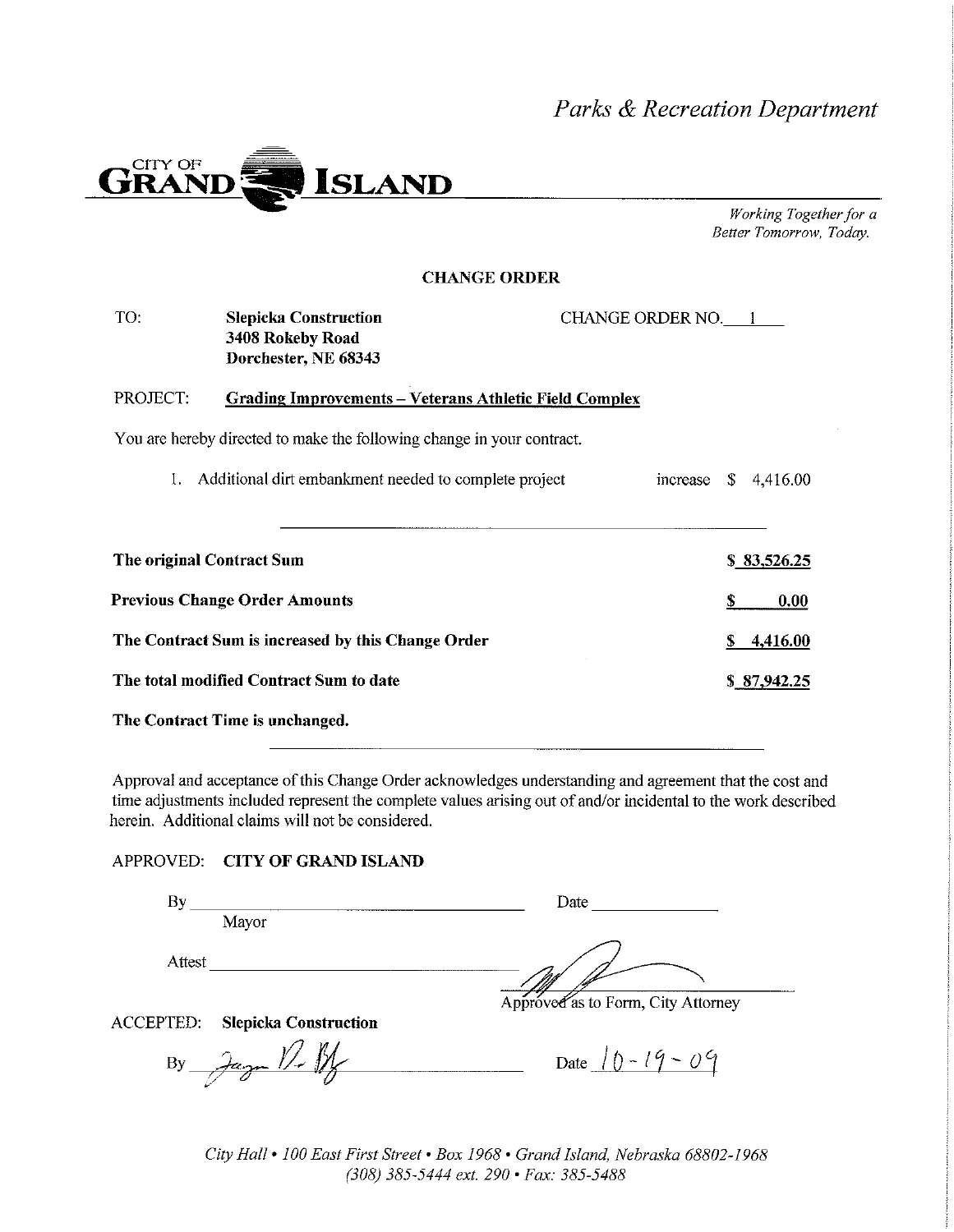*Parks & Recreation Department*

**CITY OF GRAND ISLAND**

*Working Together for a Better Tomorrow, Today.*

**CHANGE ORDER**

TO: **Slepicka Construction**
**3408 Rokeby Road**
**Dorchester, NE 68343**

CHANGE ORDER NO. 1

PROJECT: **Grading Improvements – Veterans Athletic Field Complex**

You are hereby directed to make the following change in your contract.

1. Additional dirt embankment needed to complete project increase $ 4,416.00

| | |
|---|---|
| **The original Contract Sum** | **$ 83,526.25** |
| **Previous Change Order Amounts** | **$ 0.00** |
| **The Contract Sum is increased by this Change Order** | **$ 4,416.00** |
| **The total modified Contract Sum to date** | **$ 87,942.25** |

**The Contract Time is unchanged.**

Approval and acceptance of this Change Order acknowledges understanding and agreement that the cost and time adjustments included represent the complete values arising out of and/or incidental to the work described herein. Additional claims will not be considered.

APPROVED: **CITY OF GRAND ISLAND**

By ______________________ Date ______________
Mayor

Attest ______________________

Approved as to Form, City Attorney

ACCEPTED: **Slepicka Construction**

By ______________________ Date 10-19-09

*City Hall • 100 East First Street • Box 1968 • Grand Island, Nebraska 68802-1968*
*(308) 385-5444 ext. 290 • Fax: 385-5488*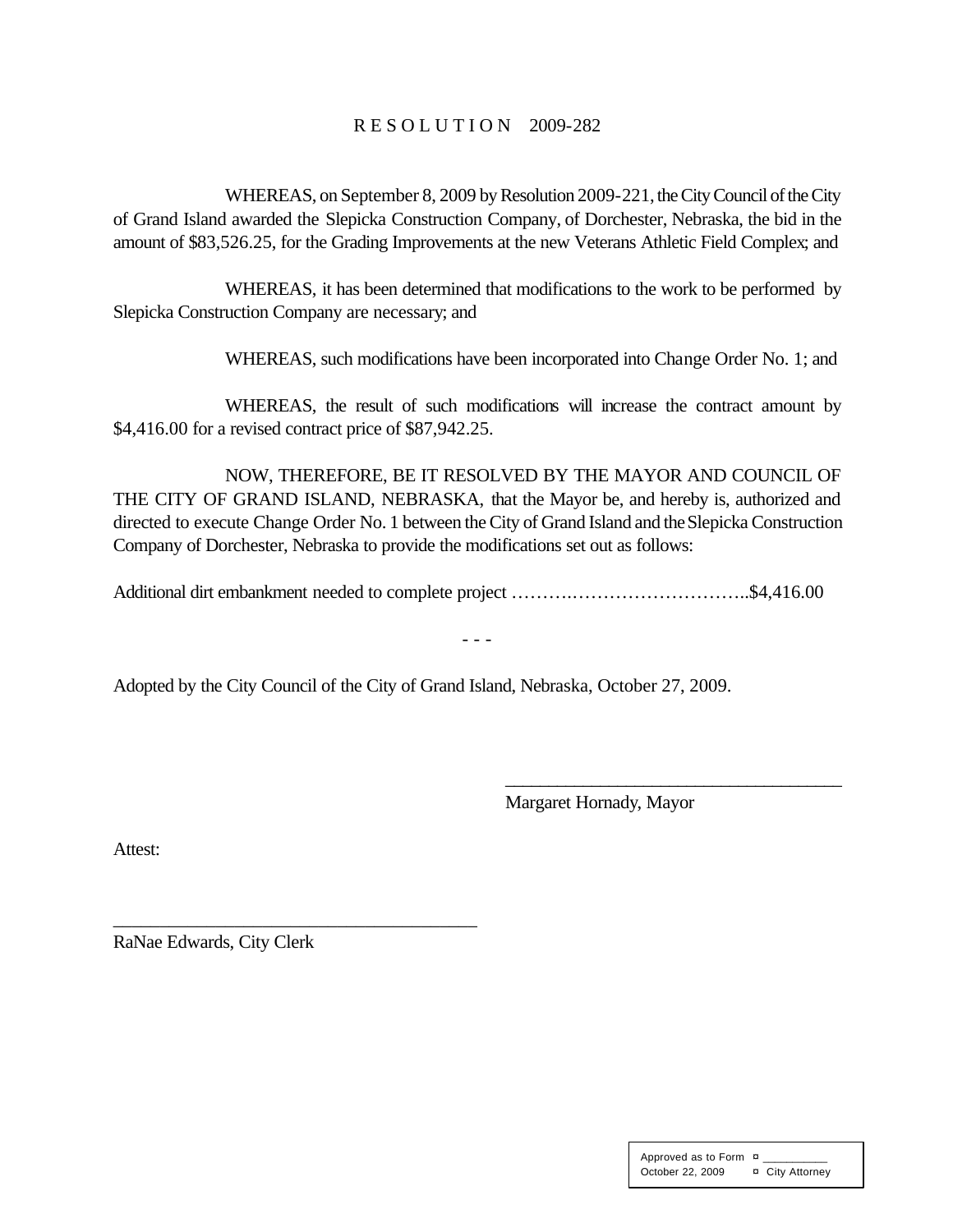# R E S O L U T I O N 2009-282

WHEREAS, on September 8, 2009 by Resolution 2009-221, the City Council of the City of Grand Island awarded the Slepicka Construction Company, of Dorchester, Nebraska, the bid in the amount of $83,526.25, for the Grading Improvements at the new Veterans Athletic Field Complex; and

WHEREAS, it has been determined that modifications to the work to be performed by Slepicka Construction Company are necessary; and

WHEREAS, such modifications have been incorporated into Change Order No. 1; and

WHEREAS, the result of such modifications will increase the contract amount by $4,416.00 for a revised contract price of $87,942.25.

NOW, THEREFORE, BE IT RESOLVED BY THE MAYOR AND COUNCIL OF THE CITY OF GRAND ISLAND, NEBRASKA, that the Mayor be, and hereby is, authorized and directed to execute Change Order No. 1 between the City of Grand Island and the Slepicka Construction Company of Dorchester, Nebraska to provide the modifications set out as follows:

Additional dirt embankment needed to complete project ……….………………………..$4,416.00

\- - -

Adopted by the City Council of the City of Grand Island, Nebraska, October 27, 2009.

_____________________________________
Margaret Hornady, Mayor

Attest:

_______________________________________
RaNae Edwards, City Clerk

Approved as to Form ¤ __________
October 22, 2009 ¤ City Attorney